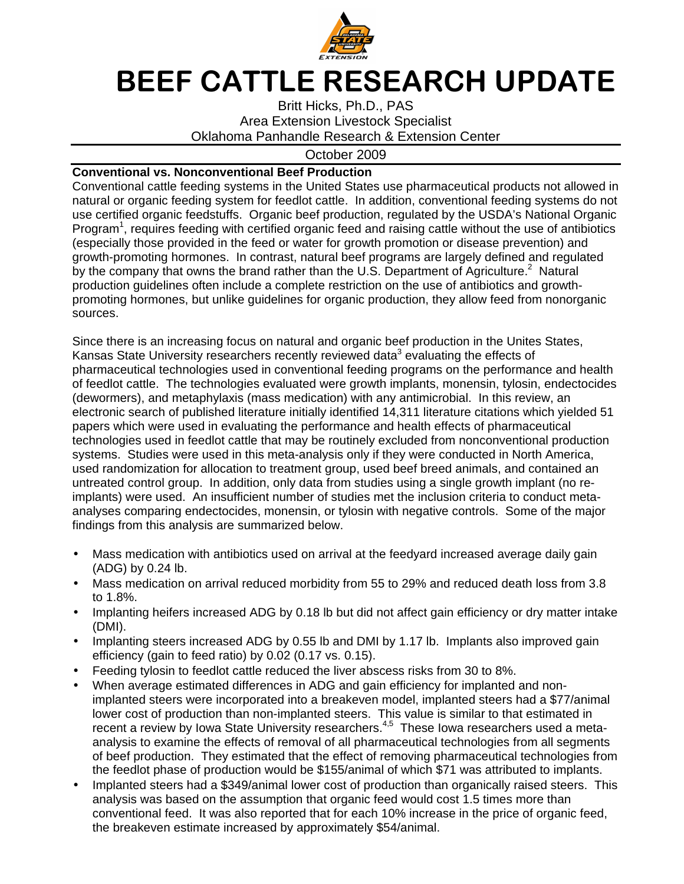# BEEF CATTLE RESEARCH UPDATE

Britt Hicks, Ph.D., PAS
Area Extension Livestock Specialist
Oklahoma Panhandle Research & Extension Center

October 2009

**Conventional vs. Nonconventional Beef Production**

Conventional cattle feeding systems in the United States use pharmaceutical products not allowed in natural or organic feeding system for feedlot cattle. In addition, conventional feeding systems do not use certified organic feedstuffs. Organic beef production, regulated by the USDA's National Organic Program[1], requires feeding with certified organic feed and raising cattle without the use of antibiotics (especially those provided in the feed or water for growth promotion or disease prevention) and growth-promoting hormones. In contrast, natural beef programs are largely defined and regulated by the company that owns the brand rather than the U.S. Department of Agriculture.[2] Natural production guidelines often include a complete restriction on the use of antibiotics and growth-promoting hormones, but unlike guidelines for organic production, they allow feed from nonorganic sources.

Since there is an increasing focus on natural and organic beef production in the Unites States, Kansas State University researchers recently reviewed data[3] evaluating the effects of pharmaceutical technologies used in conventional feeding programs on the performance and health of feedlot cattle. The technologies evaluated were growth implants, monensin, tylosin, endectocides (dewormers), and metaphylaxis (mass medication) with any antimicrobial. In this review, an electronic search of published literature initially identified 14,311 literature citations which yielded 51 papers which were used in evaluating the performance and health effects of pharmaceutical technologies used in feedlot cattle that may be routinely excluded from nonconventional production systems. Studies were used in this meta-analysis only if they were conducted in North America, used randomization for allocation to treatment group, used beef breed animals, and contained an untreated control group. In addition, only data from studies using a single growth implant (no re-implants) were used. An insufficient number of studies met the inclusion criteria to conduct meta-analyses comparing endectocides, monensin, or tylosin with negative controls. Some of the major findings from this analysis are summarized below.

- Mass medication with antibiotics used on arrival at the feedyard increased average daily gain (ADG) by 0.24 lb.
- Mass medication on arrival reduced morbidity from 55 to 29% and reduced death loss from 3.8 to 1.8%.
- Implanting heifers increased ADG by 0.18 lb but did not affect gain efficiency or dry matter intake (DMI).
- Implanting steers increased ADG by 0.55 lb and DMI by 1.17 lb. Implants also improved gain efficiency (gain to feed ratio) by 0.02 (0.17 vs. 0.15).
- Feeding tylosin to feedlot cattle reduced the liver abscess risks from 30 to 8%.
- When average estimated differences in ADG and gain efficiency for implanted and non-implanted steers were incorporated into a breakeven model, implanted steers had a $77/animal lower cost of production than non-implanted steers. This value is similar to that estimated in recent a review by Iowa State University researchers.[4,5] These Iowa researchers used a meta-analysis to examine the effects of removal of all pharmaceutical technologies from all segments of beef production. They estimated that the effect of removing pharmaceutical technologies from the feedlot phase of production would be $155/animal of which $71 was attributed to implants.
- Implanted steers had a $349/animal lower cost of production than organically raised steers. This analysis was based on the assumption that organic feed would cost 1.5 times more than conventional feed. It was also reported that for each 10% increase in the price of organic feed, the breakeven estimate increased by approximately $54/animal.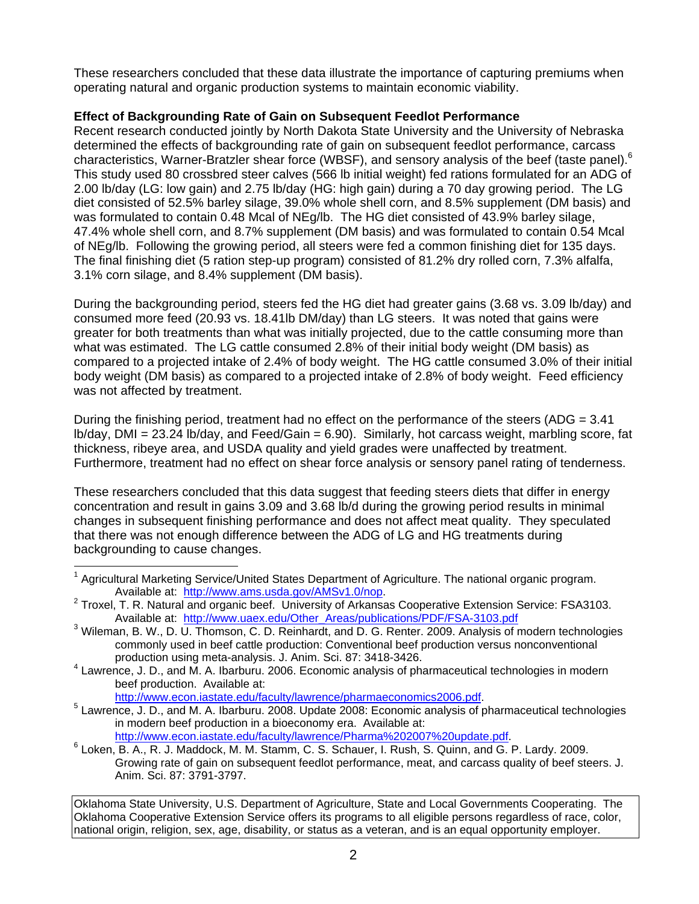These researchers concluded that these data illustrate the importance of capturing premiums when operating natural and organic production systems to maintain economic viability.

**Effect of Backgrounding Rate of Gain on Subsequent Feedlot Performance**

Recent research conducted jointly by North Dakota State University and the University of Nebraska determined the effects of backgrounding rate of gain on subsequent feedlot performance, carcass characteristics, Warner-Bratzler shear force (WBSF), and sensory analysis of the beef (taste panel).[6] This study used 80 crossbred steer calves (566 lb initial weight) fed rations formulated for an ADG of 2.00 lb/day (LG: low gain) and 2.75 lb/day (HG: high gain) during a 70 day growing period. The LG diet consisted of 52.5% barley silage, 39.0% whole shell corn, and 8.5% supplement (DM basis) and was formulated to contain 0.48 Mcal of NEg/lb. The HG diet consisted of 43.9% barley silage, 47.4% whole shell corn, and 8.7% supplement (DM basis) and was formulated to contain 0.54 Mcal of NEg/lb. Following the growing period, all steers were fed a common finishing diet for 135 days. The final finishing diet (5 ration step-up program) consisted of 81.2% dry rolled corn, 7.3% alfalfa, 3.1% corn silage, and 8.4% supplement (DM basis).

During the backgrounding period, steers fed the HG diet had greater gains (3.68 vs. 3.09 lb/day) and consumed more feed (20.93 vs. 18.41lb DM/day) than LG steers. It was noted that gains were greater for both treatments than what was initially projected, due to the cattle consuming more than what was estimated. The LG cattle consumed 2.8% of their initial body weight (DM basis) as compared to a projected intake of 2.4% of body weight. The HG cattle consumed 3.0% of their initial body weight (DM basis) as compared to a projected intake of 2.8% of body weight. Feed efficiency was not affected by treatment.

During the finishing period, treatment had no effect on the performance of the steers (ADG = 3.41 lb/day, DMI = 23.24 lb/day, and Feed/Gain = 6.90). Similarly, hot carcass weight, marbling score, fat thickness, ribeye area, and USDA quality and yield grades were unaffected by treatment. Furthermore, treatment had no effect on shear force analysis or sensory panel rating of tenderness.

These researchers concluded that this data suggest that feeding steers diets that differ in energy concentration and result in gains 3.09 and 3.68 lb/d during the growing period results in minimal changes in subsequent finishing performance and does not affect meat quality. They speculated that there was not enough difference between the ADG of LG and HG treatments during backgrounding to cause changes.

---

[1] Agricultural Marketing Service/United States Department of Agriculture. The national organic program. Available at: http://www.ams.usda.gov/AMSv1.0/nop.

[2] Troxel, T. R. Natural and organic beef. University of Arkansas Cooperative Extension Service: FSA3103. Available at: http://www.uaex.edu/Other_Areas/publications/PDF/FSA-3103.pdf

[3] Wileman, B. W., D. U. Thomson, C. D. Reinhardt, and D. G. Renter. 2009. Analysis of modern technologies commonly used in beef cattle production: Conventional beef production versus nonconventional production using meta-analysis. J. Anim. Sci. 87: 3418-3426.

[4] Lawrence, J. D., and M. A. Ibarburu. 2006. Economic analysis of pharmaceutical technologies in modern beef production. Available at: http://www.econ.iastate.edu/faculty/lawrence/pharmaeconomics2006.pdf.

[5] Lawrence, J. D., and M. A. Ibarburu. 2008. Update 2008: Economic analysis of pharmaceutical technologies in modern beef production in a bioeconomy era. Available at: http://www.econ.iastate.edu/faculty/lawrence/Pharma%202007%20update.pdf.

[6] Loken, B. A., R. J. Maddock, M. M. Stamm, C. S. Schauer, I. Rush, S. Quinn, and G. P. Lardy. 2009. Growing rate of gain on subsequent feedlot performance, meat, and carcass quality of beef steers. J. Anim. Sci. 87: 3791-3797.

Oklahoma State University, U.S. Department of Agriculture, State and Local Governments Cooperating. The Oklahoma Cooperative Extension Service offers its programs to all eligible persons regardless of race, color, national origin, religion, sex, age, disability, or status as a veteran, and is an equal opportunity employer.